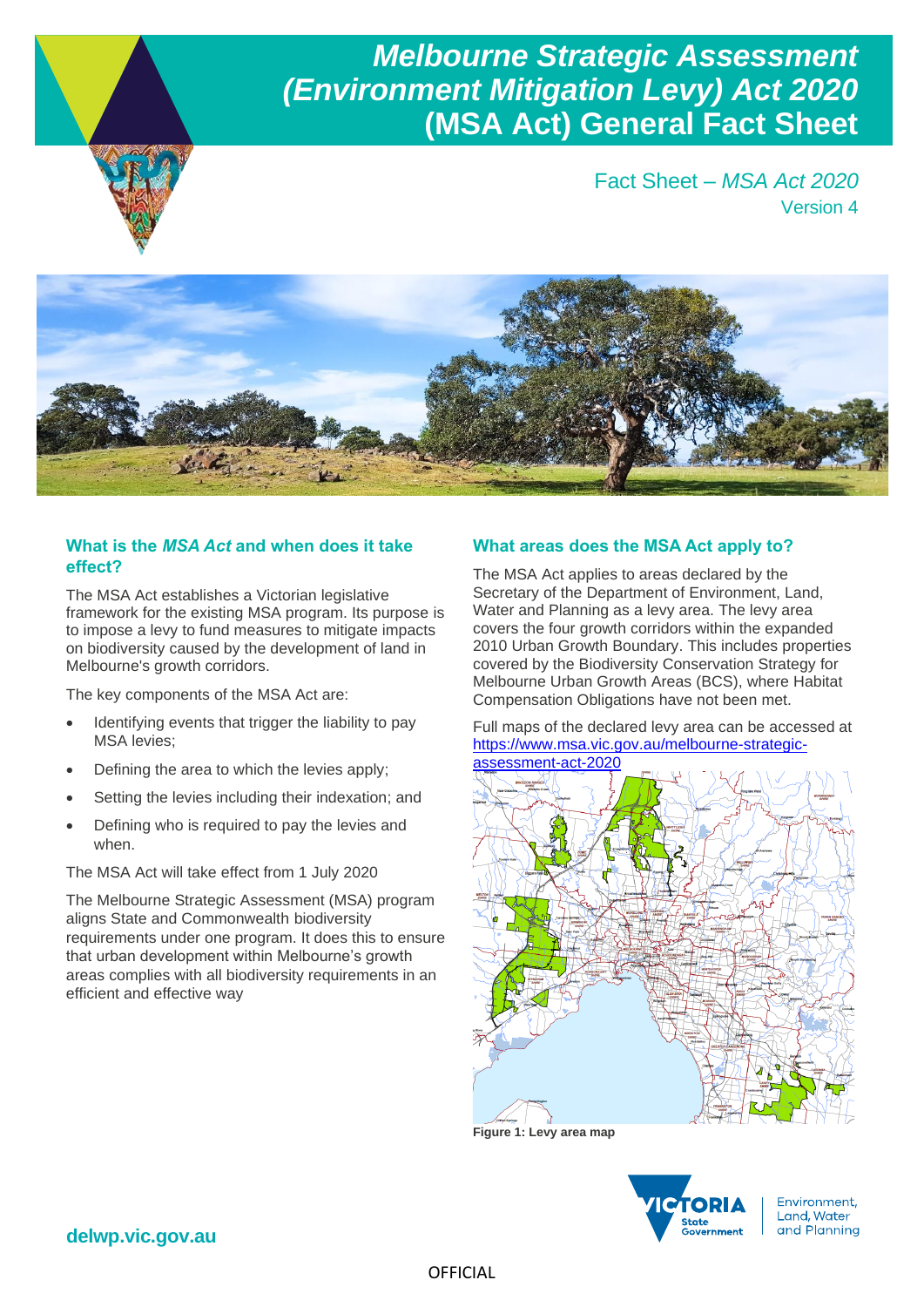# *Melbourne Strategic Assessment (Environment Mitigation Levy) Act 2020* (MSA Act) General Fact Sheet

Fact Sheet – *MSA Act 2020*
Version 4

## What is the *MSA Act* and when does it take effect?

The MSA Act establishes a Victorian legislative framework for the existing MSA program. Its purpose is to impose a levy to fund measures to mitigate impacts on biodiversity caused by the development of land in Melbourne's growth corridors.

The key components of the MSA Act are:

- Identifying events that trigger the liability to pay MSA levies;
- Defining the area to which the levies apply;
- Setting the levies including their indexation; and
- Defining who is required to pay the levies and when.

The MSA Act will take effect from 1 July 2020

The Melbourne Strategic Assessment (MSA) program aligns State and Commonwealth biodiversity requirements under one program. It does this to ensure that urban development within Melbourne's growth areas complies with all biodiversity requirements in an efficient and effective way

## What areas does the MSA Act apply to?

The MSA Act applies to areas declared by the Secretary of the Department of Environment, Land, Water and Planning as a levy area. The levy area covers the four growth corridors within the expanded 2010 Urban Growth Boundary. This includes properties covered by the Biodiversity Conservation Strategy for Melbourne Urban Growth Areas (BCS), where Habitat Compensation Obligations have not been met.

Full maps of the declared levy area can be accessed at https://www.msa.vic.gov.au/melbourne-strategic-assessment-act-2020

**Figure 1: Levy area map**

delwp.vic.gov.au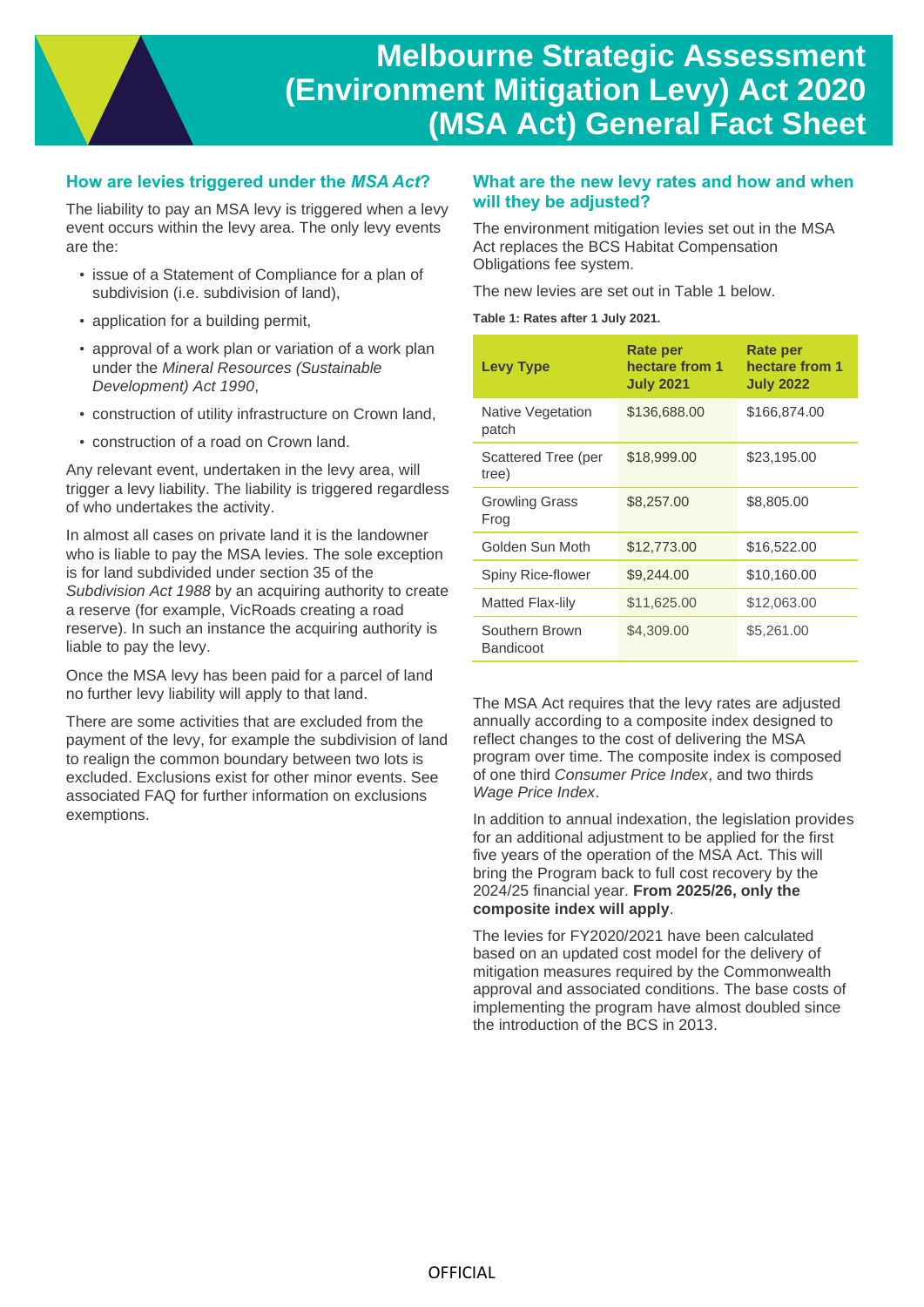# Melbourne Strategic Assessment (Environment Mitigation Levy) Act 2020 (MSA Act) General Fact Sheet

## How are levies triggered under the *MSA Act*?

The liability to pay an MSA levy is triggered when a levy event occurs within the levy area. The only levy events are the:

- issue of a Statement of Compliance for a plan of subdivision (i.e. subdivision of land),
- application for a building permit,
- approval of a work plan or variation of a work plan under the *Mineral Resources (Sustainable Development) Act 1990*,
- construction of utility infrastructure on Crown land,
- construction of a road on Crown land.

Any relevant event, undertaken in the levy area, will trigger a levy liability. The liability is triggered regardless of who undertakes the activity.

In almost all cases on private land it is the landowner who is liable to pay the MSA levies. The sole exception is for land subdivided under section 35 of the *Subdivision Act 1988* by an acquiring authority to create a reserve (for example, VicRoads creating a road reserve). In such an instance the acquiring authority is liable to pay the levy.

Once the MSA levy has been paid for a parcel of land no further levy liability will apply to that land.

There are some activities that are excluded from the payment of the levy, for example the subdivision of land to realign the common boundary between two lots is excluded. Exclusions exist for other minor events. See associated FAQ for further information on exclusions exemptions.

## What are the new levy rates and how and when will they be adjusted?

The environment mitigation levies set out in the MSA Act replaces the BCS Habitat Compensation Obligations fee system.

The new levies are set out in Table 1 below.

**Table 1: Rates after 1 July 2021.**

| Levy Type | Rate per hectare from 1 July 2021 | Rate per hectare from 1 July 2022 |
| --- | --- | --- |
| Native Vegetation patch | $136,688.00 | $166,874.00 |
| Scattered Tree (per tree) | $18,999.00 | $23,195.00 |
| Growling Grass Frog | $8,257.00 | $8,805.00 |
| Golden Sun Moth | $12,773.00 | $16,522.00 |
| Spiny Rice-flower | $9,244.00 | $10,160.00 |
| Matted Flax-lily | $11,625.00 | $12,063.00 |
| Southern Brown Bandicoot | $4,309.00 | $5,261.00 |

The MSA Act requires that the levy rates are adjusted annually according to a composite index designed to reflect changes to the cost of delivering the MSA program over time. The composite index is composed of one third *Consumer Price Index*, and two thirds *Wage Price Index*.

In addition to annual indexation, the legislation provides for an additional adjustment to be applied for the first five years of the operation of the MSA Act. This will bring the Program back to full cost recovery by the 2024/25 financial year. **From 2025/26, only the composite index will apply**.

The levies for FY2020/2021 have been calculated based on an updated cost model for the delivery of mitigation measures required by the Commonwealth approval and associated conditions. The base costs of implementing the program have almost doubled since the introduction of the BCS in 2013.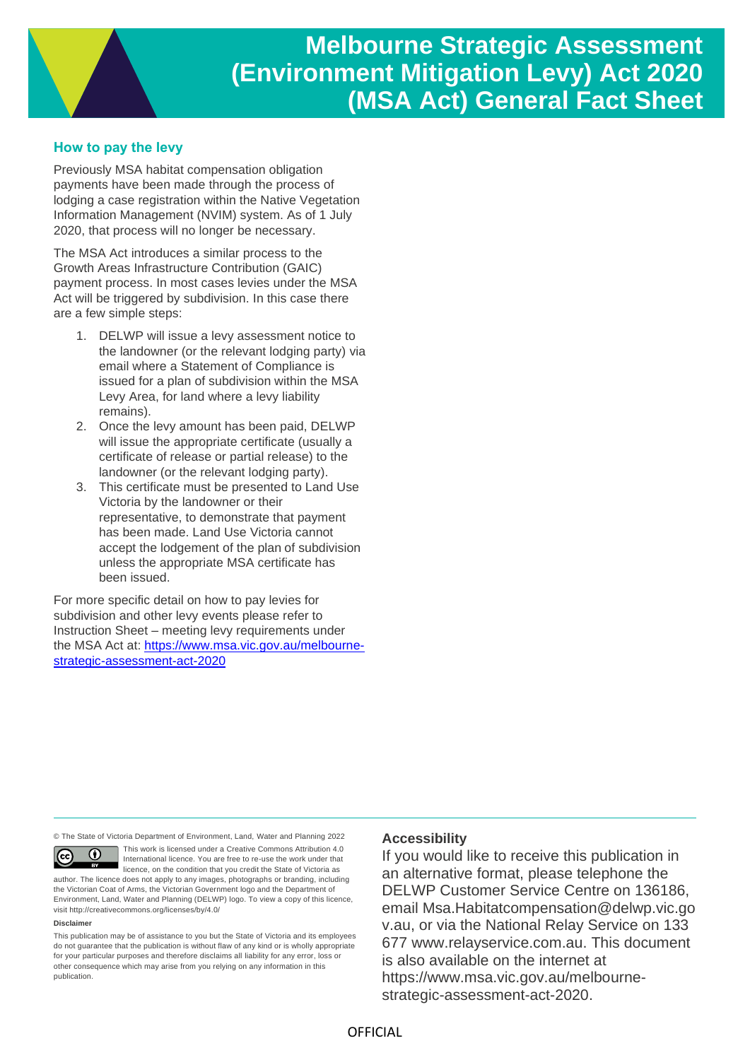# Melbourne Strategic Assessment (Environment Mitigation Levy) Act 2020 (MSA Act) General Fact Sheet

### How to pay the levy

Previously MSA habitat compensation obligation payments have been made through the process of lodging a case registration within the Native Vegetation Information Management (NVIM) system. As of 1 July 2020, that process will no longer be necessary.

The MSA Act introduces a similar process to the Growth Areas Infrastructure Contribution (GAIC) payment process. In most cases levies under the MSA Act will be triggered by subdivision. In this case there are a few simple steps:

1. DELWP will issue a levy assessment notice to the landowner (or the relevant lodging party) via email where a Statement of Compliance is issued for a plan of subdivision within the MSA Levy Area, for land where a levy liability remains).
2. Once the levy amount has been paid, DELWP will issue the appropriate certificate (usually a certificate of release or partial release) to the landowner (or the relevant lodging party).
3. This certificate must be presented to Land Use Victoria by the landowner or their representative, to demonstrate that payment has been made. Land Use Victoria cannot accept the lodgement of the plan of subdivision unless the appropriate MSA certificate has been issued.

For more specific detail on how to pay levies for subdivision and other levy events please refer to Instruction Sheet – meeting levy requirements under the MSA Act at: https://www.msa.vic.gov.au/melbourne-strategic-assessment-act-2020

© The State of Victoria Department of Environment, Land, Water and Planning 2022

This work is licensed under a Creative Commons Attribution 4.0 International licence. You are free to re-use the work under that licence, on the condition that you credit the State of Victoria as author. The licence does not apply to any images, photographs or branding, including the Victorian Coat of Arms, the Victorian Government logo and the Department of Environment, Land, Water and Planning (DELWP) logo. To view a copy of this licence, visit http://creativecommons.org/licenses/by/4.0/

**Disclaimer**

This publication may be of assistance to you but the State of Victoria and its employees do not guarantee that the publication is without flaw of any kind or is wholly appropriate for your particular purposes and therefore disclaims all liability for any error, loss or other consequence which may arise from you relying on any information in this publication.

### Accessibility

If you would like to receive this publication in an alternative format, please telephone the DELWP Customer Service Centre on 136186, email Msa.Habitatcompensation@delwp.vic.gov.au, or via the National Relay Service on 133 677 www.relayservice.com.au. This document is also available on the internet at https://www.msa.vic.gov.au/melbourne-strategic-assessment-act-2020.

OFFICIAL